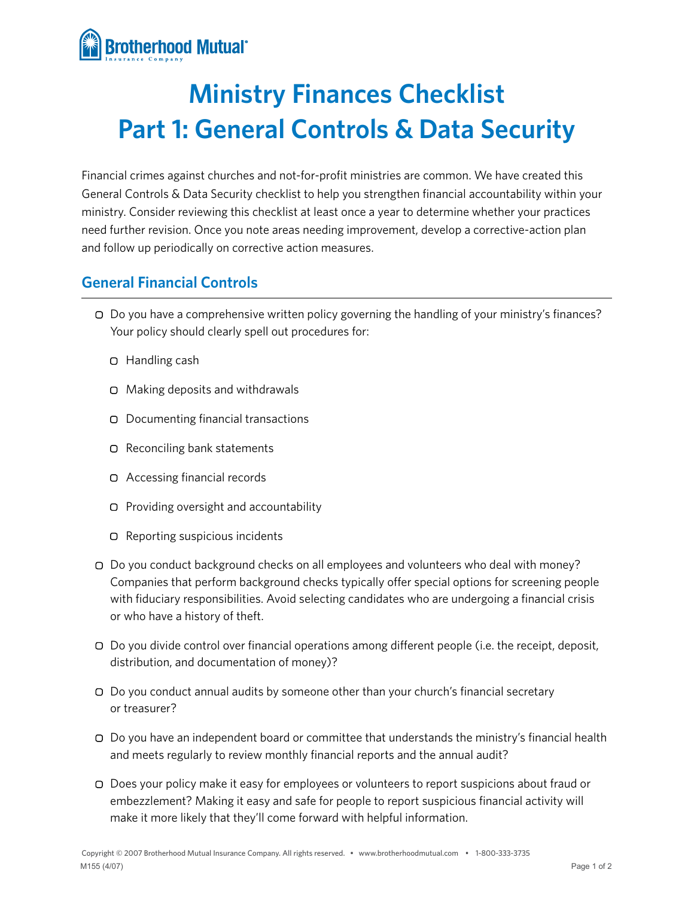# Ministry Finances Checklist
# Part 1: General Controls & Data Security

Financial crimes against churches and not-for-profit ministries are common. We have created this General Controls & Data Security checklist to help you strengthen financial accountability within your ministry. Consider reviewing this checklist at least once a year to determine whether your practices need further revision. Once you note areas needing improvement, develop a corrective-action plan and follow up periodically on corrective action measures.

## General Financial Controls

- ▢ Do you have a comprehensive written policy governing the handling of your ministry's finances? Your policy should clearly spell out procedures for:
  - ▢ Handling cash
  - ▢ Making deposits and withdrawals
  - ▢ Documenting financial transactions
  - ▢ Reconciling bank statements
  - ▢ Accessing financial records
  - ▢ Providing oversight and accountability
  - ▢ Reporting suspicious incidents
- ▢ Do you conduct background checks on all employees and volunteers who deal with money? Companies that perform background checks typically offer special options for screening people with fiduciary responsibilities. Avoid selecting candidates who are undergoing a financial crisis or who have a history of theft.
- ▢ Do you divide control over financial operations among different people (i.e. the receipt, deposit, distribution, and documentation of money)?
- ▢ Do you conduct annual audits by someone other than your church's financial secretary or treasurer?
- ▢ Do you have an independent board or committee that understands the ministry's financial health and meets regularly to review monthly financial reports and the annual audit?
- ▢ Does your policy make it easy for employees or volunteers to report suspicions about fraud or embezzlement? Making it easy and safe for people to report suspicious financial activity will make it more likely that they'll come forward with helpful information.

Copyright © 2007 Brotherhood Mutual Insurance Company. All rights reserved. • www.brotherhoodmutual.com • 1-800-333-3735
M155 (4/07)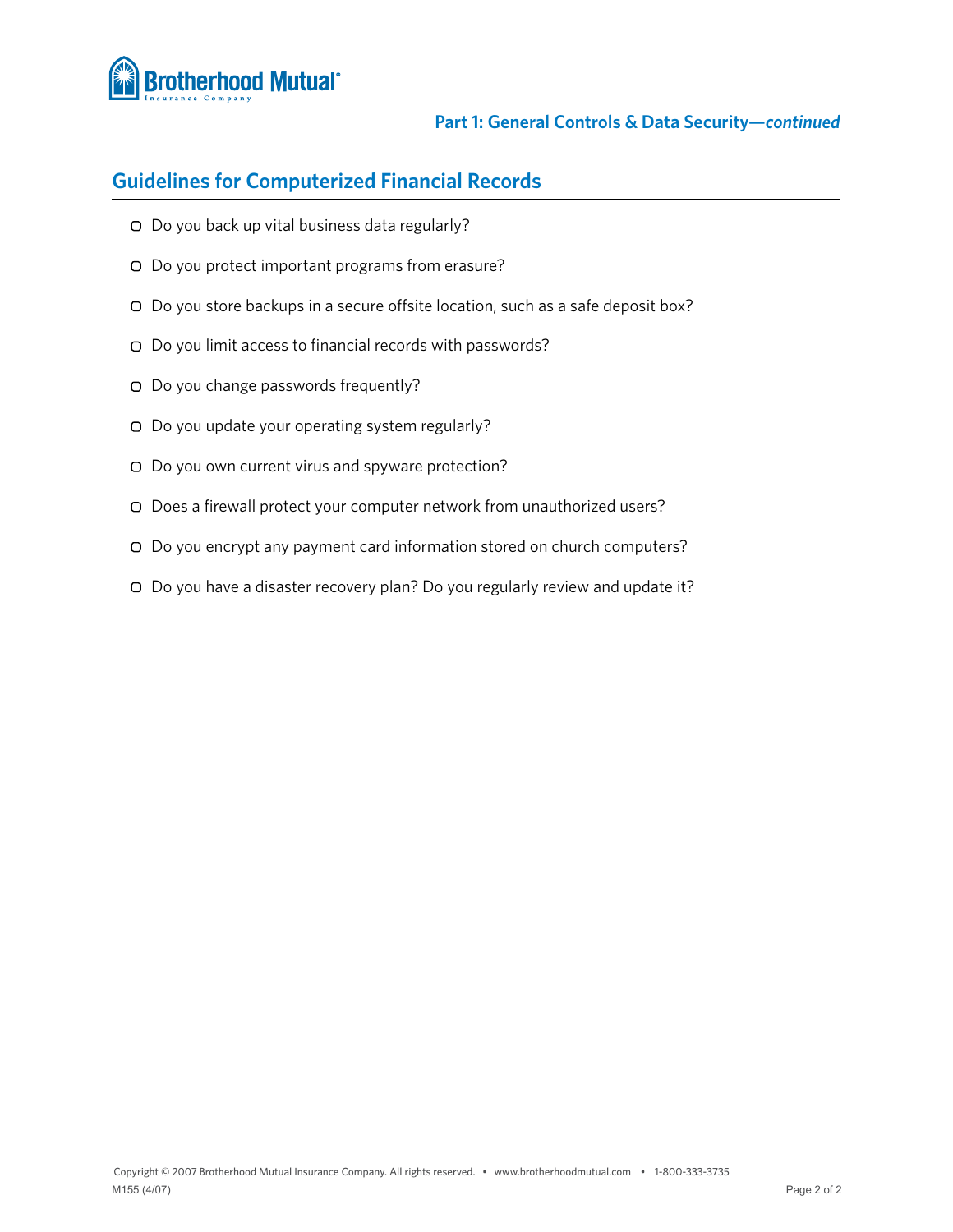## Part 1: General Controls & Data Security—*continued*

## Guidelines for Computerized Financial Records

- ▢ Do you back up vital business data regularly?
- ▢ Do you protect important programs from erasure?
- ▢ Do you store backups in a secure offsite location, such as a safe deposit box?
- ▢ Do you limit access to financial records with passwords?
- ▢ Do you change passwords frequently?
- ▢ Do you update your operating system regularly?
- ▢ Do you own current virus and spyware protection?
- ▢ Does a firewall protect your computer network from unauthorized users?
- ▢ Do you encrypt any payment card information stored on church computers?
- ▢ Do you have a disaster recovery plan? Do you regularly review and update it?

Copyright © 2007 Brotherhood Mutual Insurance Company. All rights reserved. • www.brotherhoodmutual.com • 1-800-333-3735
M155 (4/07)